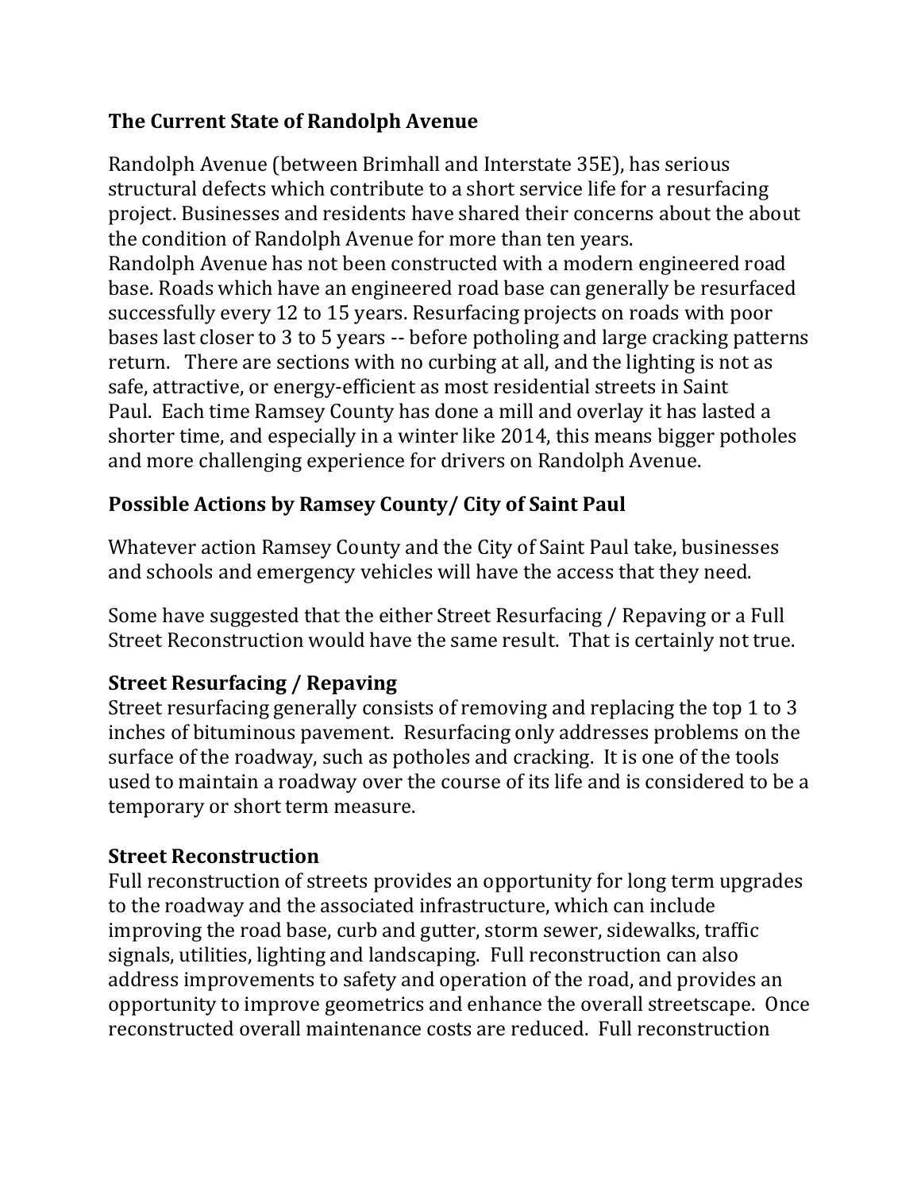## The Current State of Randolph Avenue

Randolph Avenue (between Brimhall and Interstate 35E), has serious structural defects which contribute to a short service life for a resurfacing project. Businesses and residents have shared their concerns about the about the condition of Randolph Avenue for more than ten years.
Randolph Avenue has not been constructed with a modern engineered road base. Roads which have an engineered road base can generally be resurfaced successfully every 12 to 15 years. Resurfacing projects on roads with poor bases last closer to 3 to 5 years -- before potholing and large cracking patterns return. There are sections with no curbing at all, and the lighting is not as safe, attractive, or energy-efficient as most residential streets in Saint Paul. Each time Ramsey County has done a mill and overlay it has lasted a shorter time, and especially in a winter like 2014, this means bigger potholes and more challenging experience for drivers on Randolph Avenue.

## Possible Actions by Ramsey County/ City of Saint Paul

Whatever action Ramsey County and the City of Saint Paul take, businesses and schools and emergency vehicles will have the access that they need.

Some have suggested that the either Street Resurfacing / Repaving or a Full Street Reconstruction would have the same result. That is certainly not true.

### Street Resurfacing / Repaving

Street resurfacing generally consists of removing and replacing the top 1 to 3 inches of bituminous pavement. Resurfacing only addresses problems on the surface of the roadway, such as potholes and cracking. It is one of the tools used to maintain a roadway over the course of its life and is considered to be a temporary or short term measure.

### Street Reconstruction

Full reconstruction of streets provides an opportunity for long term upgrades to the roadway and the associated infrastructure, which can include improving the road base, curb and gutter, storm sewer, sidewalks, traffic signals, utilities, lighting and landscaping. Full reconstruction can also address improvements to safety and operation of the road, and provides an opportunity to improve geometrics and enhance the overall streetscape. Once reconstructed overall maintenance costs are reduced. Full reconstruction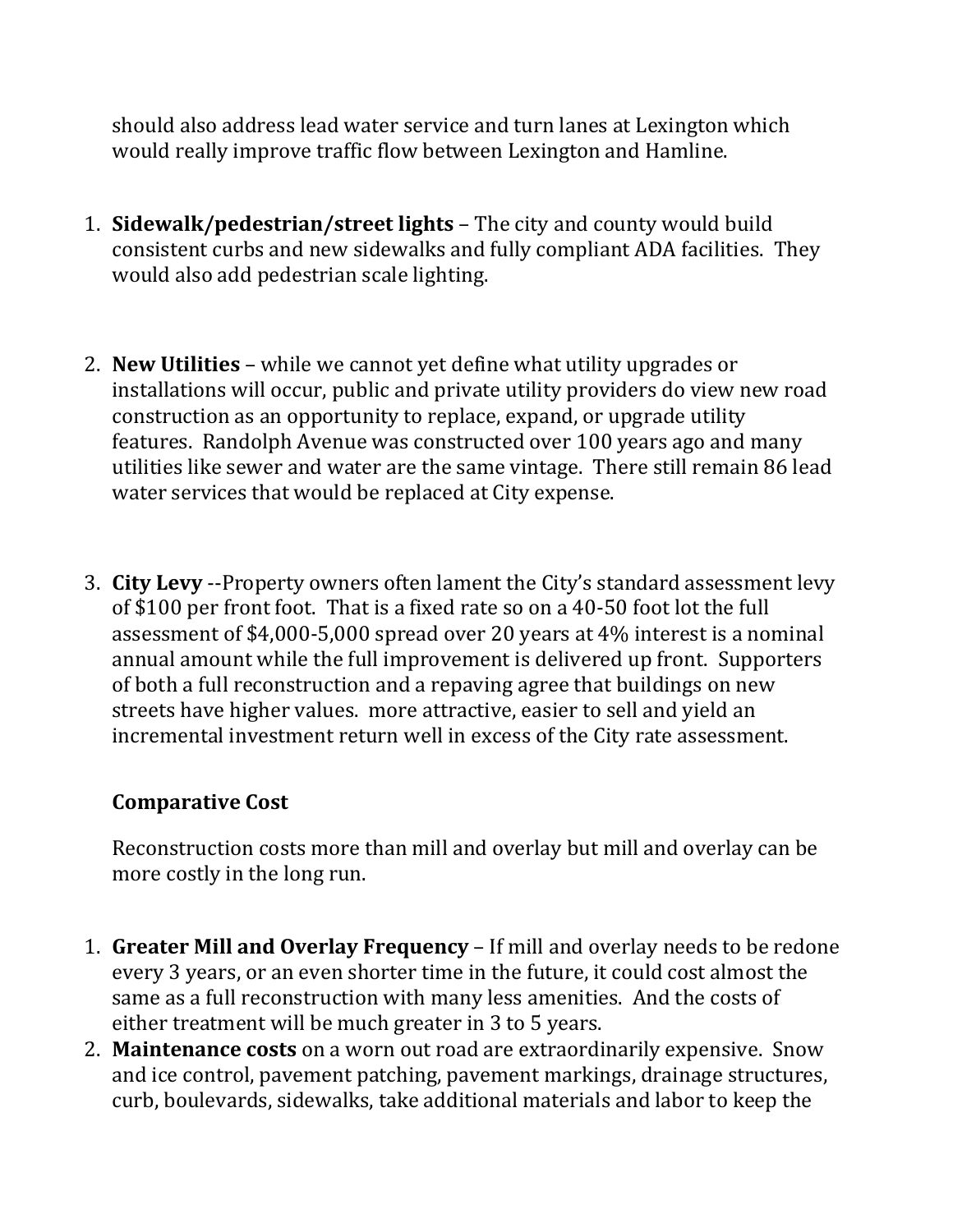should also address lead water service and turn lanes at Lexington which would really improve traffic flow between Lexington and Hamline.

1. **Sidewalk/pedestrian/street lights** – The city and county would build consistent curbs and new sidewalks and fully compliant ADA facilities. They would also add pedestrian scale lighting.

2. **New Utilities** – while we cannot yet define what utility upgrades or installations will occur, public and private utility providers do view new road construction as an opportunity to replace, expand, or upgrade utility features. Randolph Avenue was constructed over 100 years ago and many utilities like sewer and water are the same vintage. There still remain 86 lead water services that would be replaced at City expense.

3. **City Levy** --Property owners often lament the City's standard assessment levy of $100 per front foot. That is a fixed rate so on a 40-50 foot lot the full assessment of $4,000-5,000 spread over 20 years at 4% interest is a nominal annual amount while the full improvement is delivered up front. Supporters of both a full reconstruction and a repaving agree that buildings on new streets have higher values. more attractive, easier to sell and yield an incremental investment return well in excess of the City rate assessment.

**Comparative Cost**

Reconstruction costs more than mill and overlay but mill and overlay can be more costly in the long run.

1. **Greater Mill and Overlay Frequency** – If mill and overlay needs to be redone every 3 years, or an even shorter time in the future, it could cost almost the same as a full reconstruction with many less amenities. And the costs of either treatment will be much greater in 3 to 5 years.
2. **Maintenance costs** on a worn out road are extraordinarily expensive. Snow and ice control, pavement patching, pavement markings, drainage structures, curb, boulevards, sidewalks, take additional materials and labor to keep the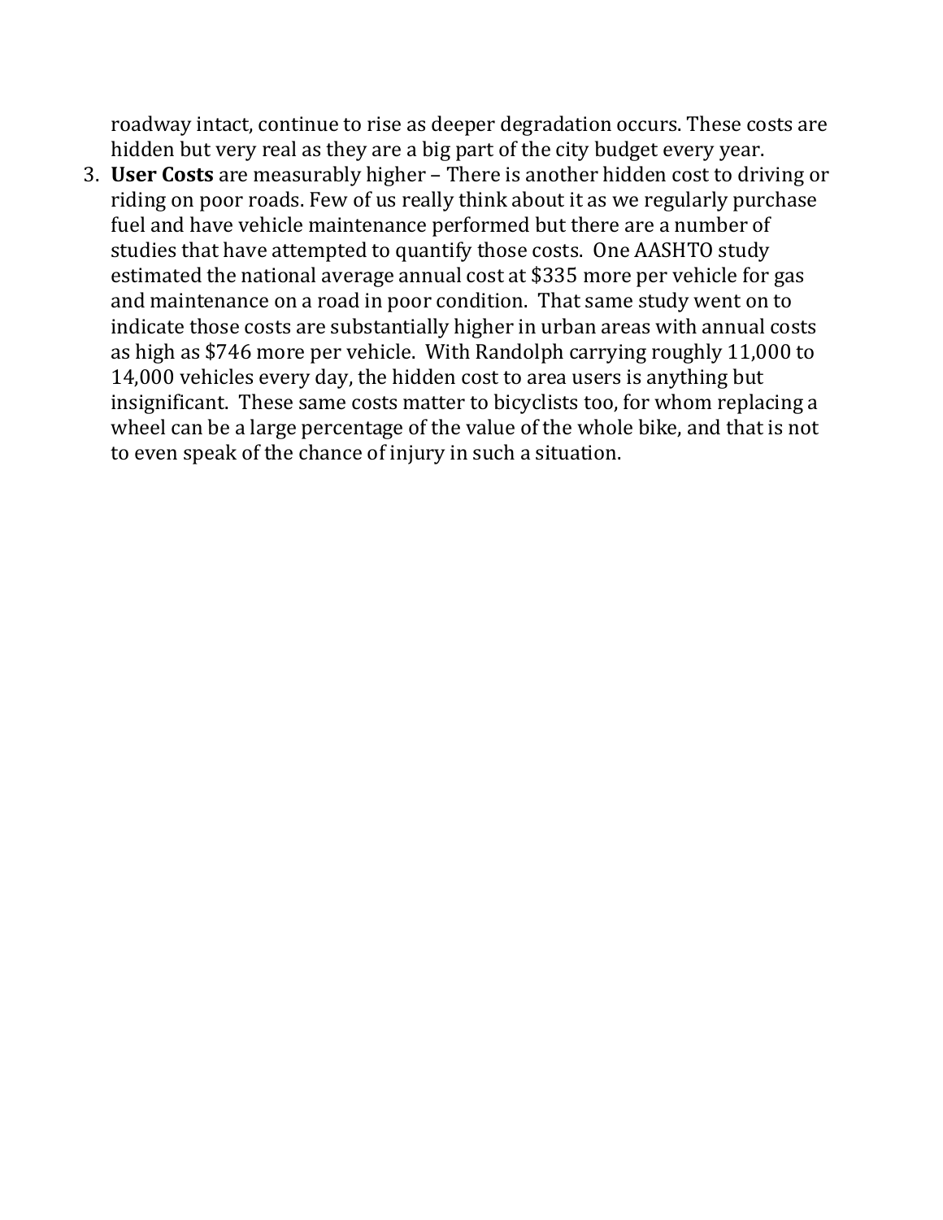roadway intact, continue to rise as deeper degradation occurs. These costs are hidden but very real as they are a big part of the city budget every year.

3. **User Costs** are measurably higher – There is another hidden cost to driving or riding on poor roads. Few of us really think about it as we regularly purchase fuel and have vehicle maintenance performed but there are a number of studies that have attempted to quantify those costs. One AASHTO study estimated the national average annual cost at $335 more per vehicle for gas and maintenance on a road in poor condition. That same study went on to indicate those costs are substantially higher in urban areas with annual costs as high as $746 more per vehicle. With Randolph carrying roughly 11,000 to 14,000 vehicles every day, the hidden cost to area users is anything but insignificant. These same costs matter to bicyclists too, for whom replacing a wheel can be a large percentage of the value of the whole bike, and that is not to even speak of the chance of injury in such a situation.